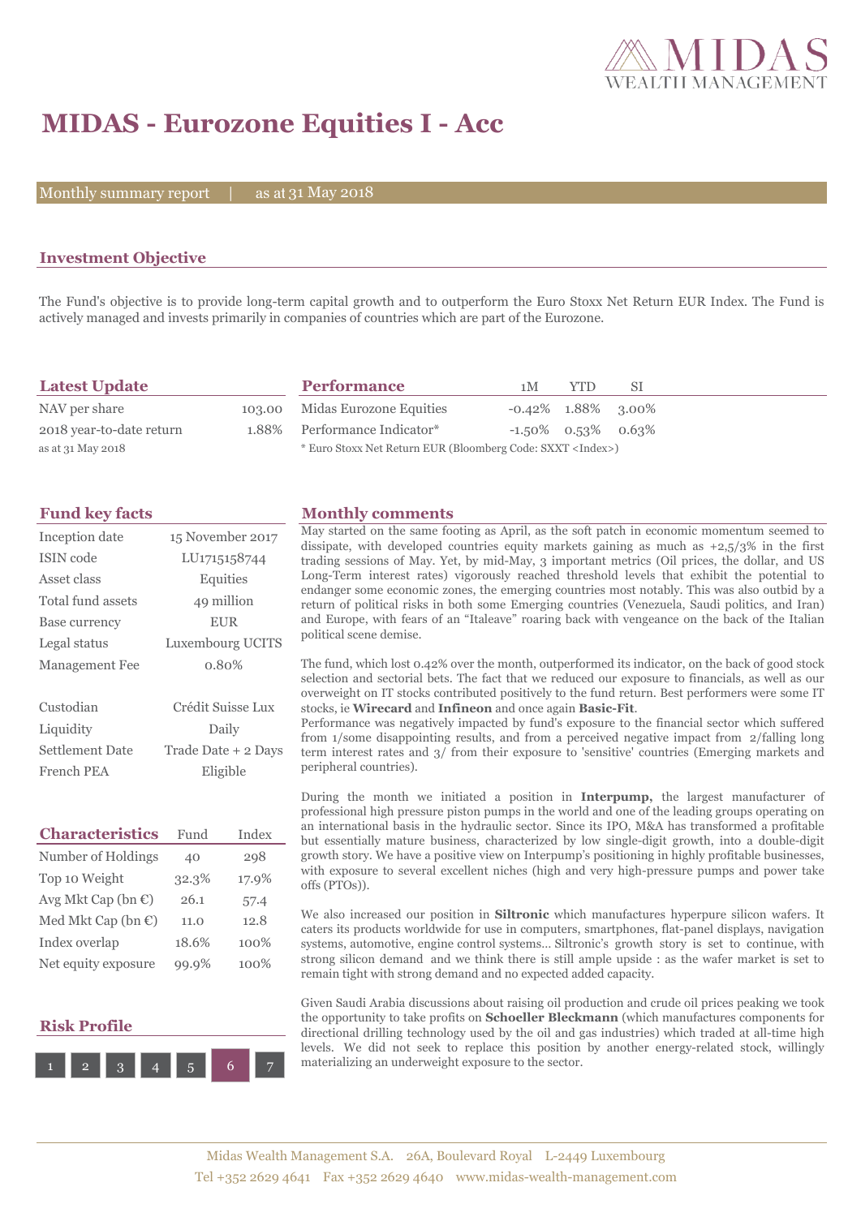# MIDAS - Eurozone Equities I - Acc

Monthly summary report | as at 31 May 2018

## Investment Objective

The Fund's objective is to provide long-term capital growth and to outperform the Euro Stoxx Net Return EUR Index. The Fund is actively managed and invests primarily in companies of countries which are part of the Eurozone.

## Latest Update

| | |
|---|---|
| NAV per share | 103.00 |
| 2018 year-to-date return | 1.88% |

as at 31 May 2018

## Performance

| | 1M | YTD | SI |
|---|---|---|---|
| Midas Eurozone Equities | -0.42% | 1.88% | 3.00% |
| Performance Indicator* | -1.50% | 0.53% | 0.63% |

\* Euro Stoxx Net Return EUR (Bloomberg Code: SXXT <Index>)

## Fund key facts

| | |
|---|---|
| Inception date | 15 November 2017 |
| ISIN code | LU1715158744 |
| Asset class | Equities |
| Total fund assets | 49 million |
| Base currency | EUR |
| Legal status | Luxembourg UCITS |
| Management Fee | 0.80% |
| Custodian | Crédit Suisse Lux |
| Liquidity | Daily |
| Settlement Date | Trade Date + 2 Days |
| French PEA | Eligible |

## Characteristics

| | Fund | Index |
|---|---|---|
| Number of Holdings | 40 | 298 |
| Top 10 Weight | 32.3% | 17.9% |
| Avg Mkt Cap (bn €) | 26.1 | 57.4 |
| Med Mkt Cap (bn €) | 11.0 | 12.8 |
| Index overlap | 18.6% | 100% |
| Net equity exposure | 99.9% | 100% |

## Risk Profile

1 2 3 4 5 **6** 7

## Monthly comments

May started on the same footing as April, as the soft patch in economic momentum seemed to dissipate, with developed countries equity markets gaining as much as +2,5/3% in the first trading sessions of May. Yet, by mid-May, 3 important metrics (Oil prices, the dollar, and US Long-Term interest rates) vigorously reached threshold levels that exhibit the potential to endanger some economic zones, the emerging countries most notably. This was also outbid by a return of political risks in both some Emerging countries (Venezuela, Saudi politics, and Iran) and Europe, with fears of an "Italeave" roaring back with vengeance on the back of the Italian political scene demise.

The fund, which lost 0.42% over the month, outperformed its indicator, on the back of good stock selection and sectorial bets. The fact that we reduced our exposure to financials, as well as our overweight on IT stocks contributed positively to the fund return. Best performers were some IT stocks, ie **Wirecard** and **Infineon** and once again **Basic-Fit**.
Performance was negatively impacted by fund's exposure to the financial sector which suffered from 1/some disappointing results, and from a perceived negative impact from 2/falling long term interest rates and 3/ from their exposure to 'sensitive' countries (Emerging markets and peripheral countries).

During the month we initiated a position in **Interpump,** the largest manufacturer of professional high pressure piston pumps in the world and one of the leading groups operating on an international basis in the hydraulic sector. Since its IPO, M&A has transformed a profitable but essentially mature business, characterized by low single-digit growth, into a double-digit growth story. We have a positive view on Interpump's positioning in highly profitable businesses, with exposure to several excellent niches (high and very high-pressure pumps and power take offs (PTOs)).

We also increased our position in **Siltronic** which manufactures hyperpure silicon wafers. It caters its products worldwide for use in computers, smartphones, flat-panel displays, navigation systems, automotive, engine control systems... Siltronic's growth story is set to continue, with strong silicon demand and we think there is still ample upside : as the wafer market is set to remain tight with strong demand and no expected added capacity.

Given Saudi Arabia discussions about raising oil production and crude oil prices peaking we took the opportunity to take profits on **Schoeller Bleckmann** (which manufactures components for directional drilling technology used by the oil and gas industries) which traded at all-time high levels. We did not seek to replace this position by another energy-related stock, willingly materializing an underweight exposure to the sector.

Midas Wealth Management S.A. 26A, Boulevard Royal L-2449 Luxembourg
Tel +352 2629 4641 Fax +352 2629 4640 www.midas-wealth-management.com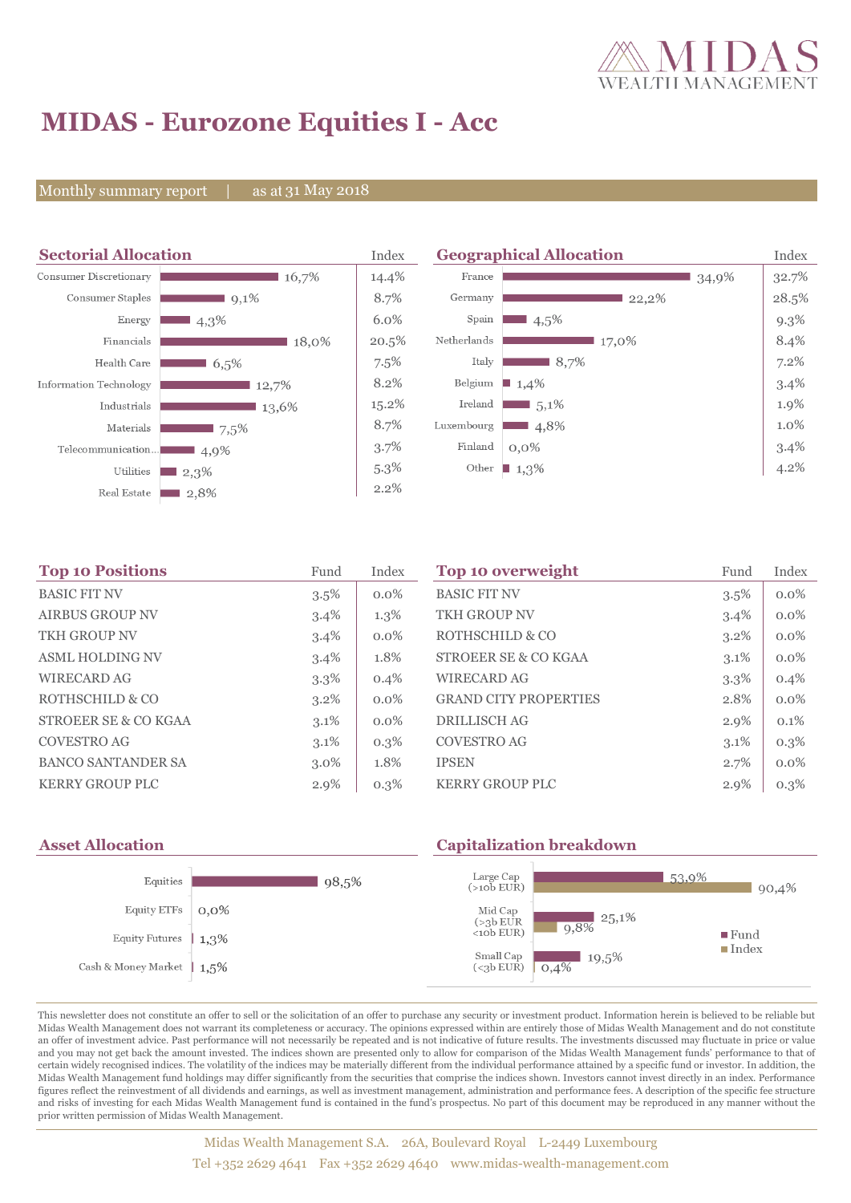# MIDAS - Eurozone Equities I - Acc

Monthly summary report | as at 31 May 2018

## Sectorial Allocation

Index

Consumer Discretionary 16,7% 14.4%
Consumer Staples 9,1% 8.7%
Energy 4,3% 6.0%
Financials 18,0% 20.5%
Health Care 6,5% 7.5%
Information Technology 12,7% 8.2%
Industrials 13,6% 15.2%
Materials 7,5% 8.7%
Telecommunication... 4,9% 3.7%
Utilities 2,3% 5.3%
Real Estate 2,8% 2.2%

## Geographical Allocation

Index

France 34,9% 32.7%
Germany 22,2% 28.5%
Spain 4,5% 9.3%
Netherlands 17,0% 8.4%
Italy 8,7% 7.2%
Belgium 1,4% 3.4%
Ireland 5,1% 1.9%
Luxembourg 4,8% 1.0%
Finland 0,0% 3.4%
Other 1,3% 4.2%

## Top 10 Positions

| Top 10 Positions | Fund | Index |
|---|---|---|
| BASIC FIT NV | 3.5% | 0.0% |
| AIRBUS GROUP NV | 3.4% | 1.3% |
| TKH GROUP NV | 3.4% | 0.0% |
| ASML HOLDING NV | 3.4% | 1.8% |
| WIRECARD AG | 3.3% | 0.4% |
| ROTHSCHILD & CO | 3.2% | 0.0% |
| STROEER SE & CO KGAA | 3.1% | 0.0% |
| COVESTRO AG | 3.1% | 0.3% |
| BANCO SANTANDER SA | 3.0% | 1.8% |
| KERRY GROUP PLC | 2.9% | 0.3% |

## Top 10 overweight

| Top 10 overweight | Fund | Index |
|---|---|---|
| BASIC FIT NV | 3.5% | 0.0% |
| TKH GROUP NV | 3.4% | 0.0% |
| ROTHSCHILD & CO | 3.2% | 0.0% |
| STROEER SE & CO KGAA | 3.1% | 0.0% |
| WIRECARD AG | 3.3% | 0.4% |
| GRAND CITY PROPERTIES | 2.8% | 0.0% |
| DRILLISCH AG | 2.9% | 0.1% |
| COVESTRO AG | 3.1% | 0.3% |
| IPSEN | 2.7% | 0.0% |
| KERRY GROUP PLC | 2.9% | 0.3% |

## Asset Allocation

Equities 98,5%
Equity ETFs 0,0%
Equity Futures 1,3%
Cash & Money Market 1,5%

## Capitalization breakdown

Large Cap (>10b EUR) 53,9% 90,4%
Mid Cap (>3b EUR <10b EUR) 25,1% 9,8%
Small Cap (<3b EUR) 19,5% 0,4%

Fund
Index

This newsletter does not constitute an offer to sell or the solicitation of an offer to purchase any security or investment product. Information herein is believed to be reliable but Midas Wealth Management does not warrant its completeness or accuracy. The opinions expressed within are entirely those of Midas Wealth Management and do not constitute an offer of investment advice. Past performance will not necessarily be repeated and is not indicative of future results. The investments discussed may fluctuate in price or value and you may not get back the amount invested. The indices shown are presented only to allow for comparison of the Midas Wealth Management funds' performance to that of certain widely recognised indices. The volatility of the indices may be materially different from the individual performance attained by a specific fund or investor. In addition, the Midas Wealth Management fund holdings may differ significantly from the securities that comprise the indices shown. Investors cannot invest directly in an index. Performance figures reflect the reinvestment of all dividends and earnings, as well as investment management, administration and performance fees. A description of the specific fee structure and risks of investing for each Midas Wealth Management fund is contained in the fund's prospectus. No part of this document may be reproduced in any manner without the prior written permission of Midas Wealth Management.

Midas Wealth Management S.A. 26A, Boulevard Royal L-2449 Luxembourg
Tel +352 2629 4641 Fax +352 2629 4640 www.midas-wealth-management.com